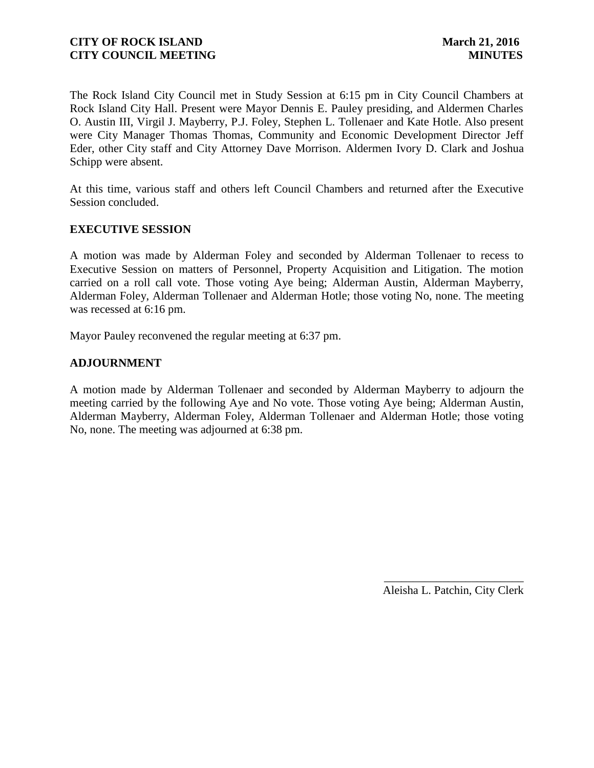**CITY OF ROCK ISLAND** **March 21, 2016**
**CITY COUNCIL MEETING** **MINUTES**

The Rock Island City Council met in Study Session at 6:15 pm in City Council Chambers at Rock Island City Hall. Present were Mayor Dennis E. Pauley presiding, and Aldermen Charles O. Austin III, Virgil J. Mayberry, P.J. Foley, Stephen L. Tollenaer and Kate Hotle. Also present were City Manager Thomas Thomas, Community and Economic Development Director Jeff Eder, other City staff and City Attorney Dave Morrison. Aldermen Ivory D. Clark and Joshua Schipp were absent.

At this time, various staff and others left Council Chambers and returned after the Executive Session concluded.

## EXECUTIVE SESSION

A motion was made by Alderman Foley and seconded by Alderman Tollenaer to recess to Executive Session on matters of Personnel, Property Acquisition and Litigation. The motion carried on a roll call vote. Those voting Aye being; Alderman Austin, Alderman Mayberry, Alderman Foley, Alderman Tollenaer and Alderman Hotle; those voting No, none. The meeting was recessed at 6:16 pm.

Mayor Pauley reconvened the regular meeting at 6:37 pm.

## ADJOURNMENT

A motion made by Alderman Tollenaer and seconded by Alderman Mayberry to adjourn the meeting carried by the following Aye and No vote. Those voting Aye being; Alderman Austin, Alderman Mayberry, Alderman Foley, Alderman Tollenaer and Alderman Hotle; those voting No, none. The meeting was adjourned at 6:38 pm.

\_\_\_\_\_\_\_\_\_\_\_\_\_\_\_\_\_\_\_\_\_\_\_\_
Aleisha L. Patchin, City Clerk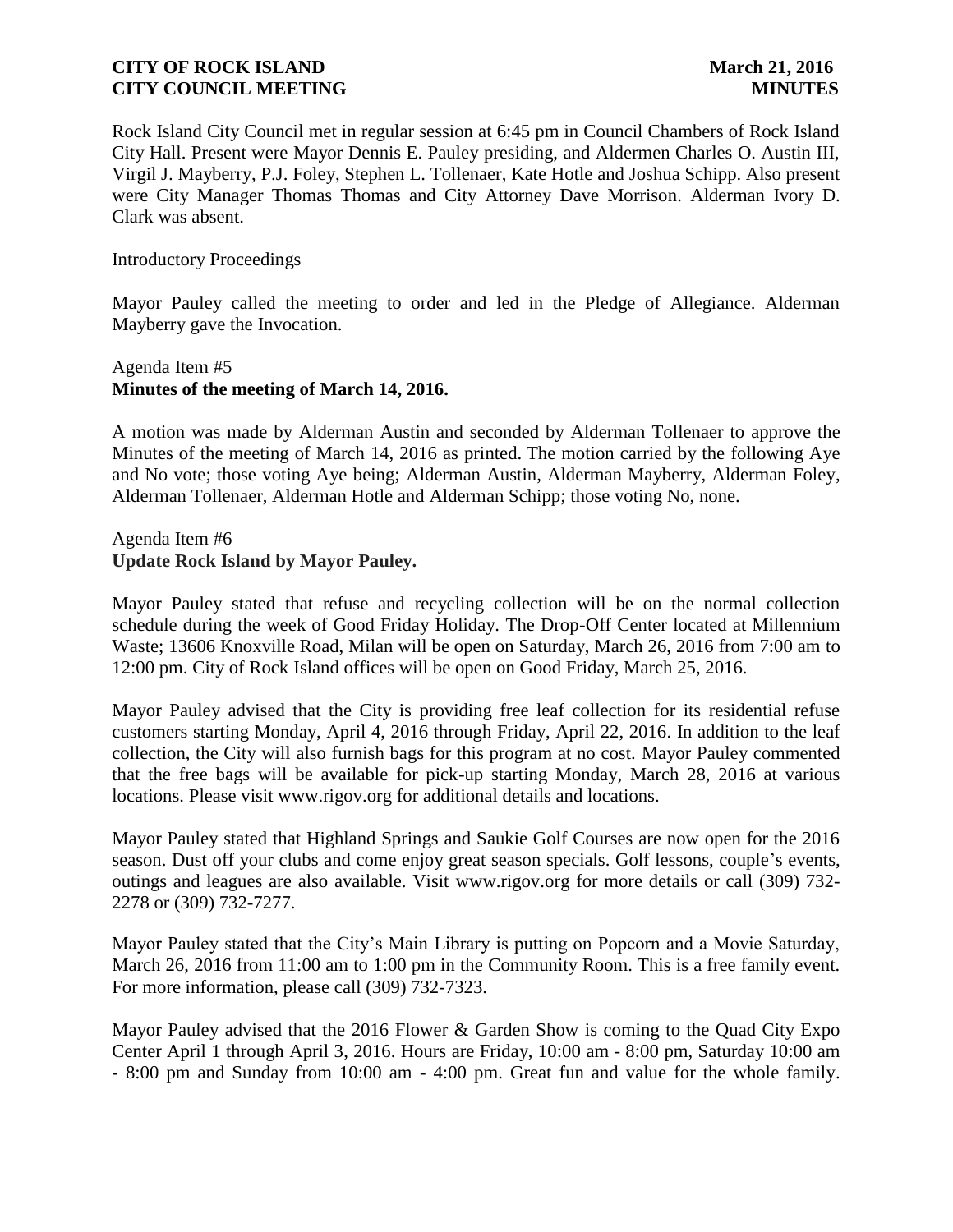Rock Island City Council met in regular session at 6:45 pm in Council Chambers of Rock Island City Hall. Present were Mayor Dennis E. Pauley presiding, and Aldermen Charles O. Austin III, Virgil J. Mayberry, P.J. Foley, Stephen L. Tollenaer, Kate Hotle and Joshua Schipp. Also present were City Manager Thomas Thomas and City Attorney Dave Morrison. Alderman Ivory D. Clark was absent.

Introductory Proceedings

Mayor Pauley called the meeting to order and led in the Pledge of Allegiance. Alderman Mayberry gave the Invocation.

Agenda Item #5
**Minutes of the meeting of March 14, 2016.**

A motion was made by Alderman Austin and seconded by Alderman Tollenaer to approve the Minutes of the meeting of March 14, 2016 as printed. The motion carried by the following Aye and No vote; those voting Aye being; Alderman Austin, Alderman Mayberry, Alderman Foley, Alderman Tollenaer, Alderman Hotle and Alderman Schipp; those voting No, none.

Agenda Item #6
**Update Rock Island by Mayor Pauley.**

Mayor Pauley stated that refuse and recycling collection will be on the normal collection schedule during the week of Good Friday Holiday. The Drop-Off Center located at Millennium Waste; 13606 Knoxville Road, Milan will be open on Saturday, March 26, 2016 from 7:00 am to 12:00 pm. City of Rock Island offices will be open on Good Friday, March 25, 2016.

Mayor Pauley advised that the City is providing free leaf collection for its residential refuse customers starting Monday, April 4, 2016 through Friday, April 22, 2016. In addition to the leaf collection, the City will also furnish bags for this program at no cost. Mayor Pauley commented that the free bags will be available for pick-up starting Monday, March 28, 2016 at various locations. Please visit www.rigov.org for additional details and locations.

Mayor Pauley stated that Highland Springs and Saukie Golf Courses are now open for the 2016 season. Dust off your clubs and come enjoy great season specials. Golf lessons, couple's events, outings and leagues are also available. Visit www.rigov.org for more details or call (309) 732-2278 or (309) 732-7277.

Mayor Pauley stated that the City's Main Library is putting on Popcorn and a Movie Saturday, March 26, 2016 from 11:00 am to 1:00 pm in the Community Room. This is a free family event. For more information, please call (309) 732-7323.

Mayor Pauley advised that the 2016 Flower & Garden Show is coming to the Quad City Expo Center April 1 through April 3, 2016. Hours are Friday, 10:00 am - 8:00 pm, Saturday 10:00 am - 8:00 pm and Sunday from 10:00 am - 4:00 pm. Great fun and value for the whole family.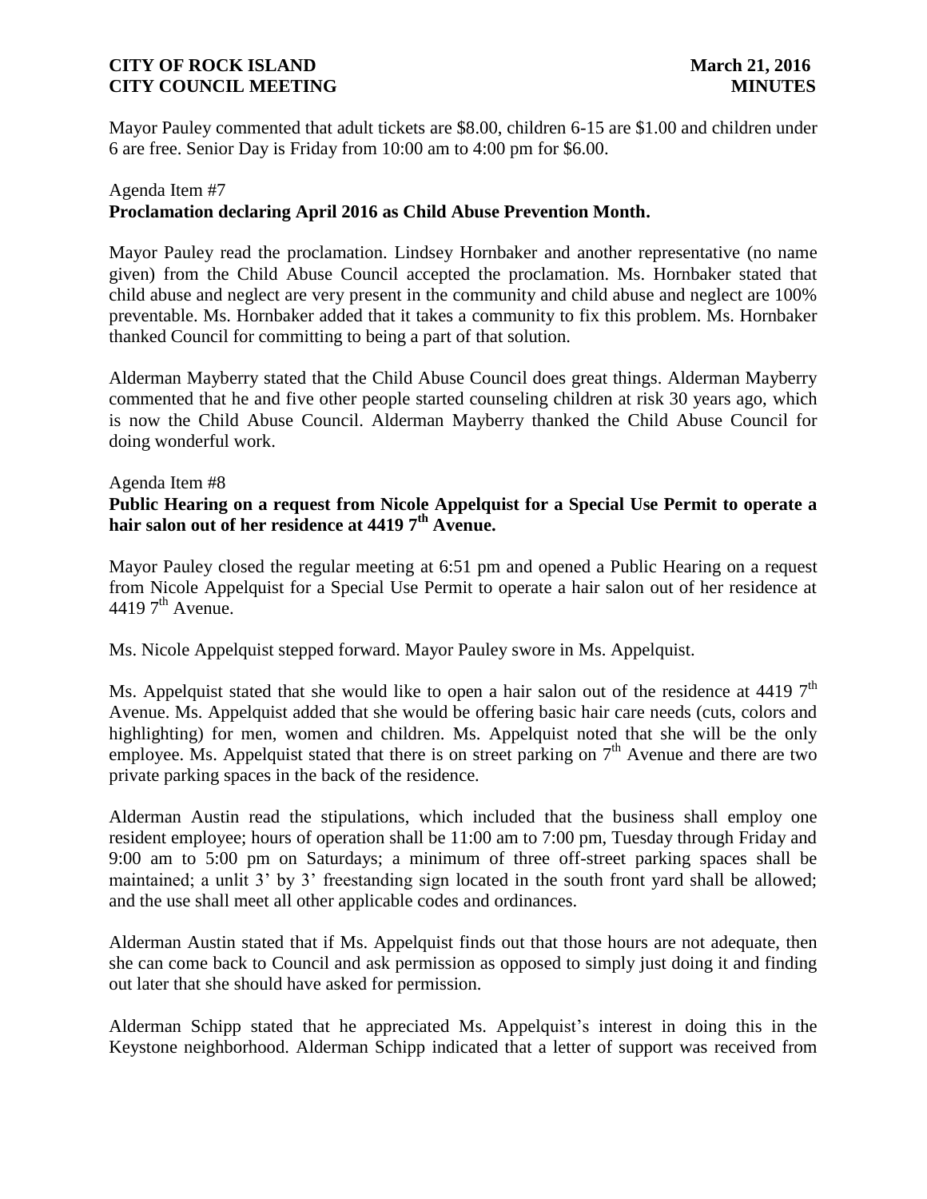Mayor Pauley commented that adult tickets are \$8.00, children 6-15 are \$1.00 and children under 6 are free. Senior Day is Friday from 10:00 am to 4:00 pm for \$6.00.

Agenda Item #7

**Proclamation declaring April 2016 as Child Abuse Prevention Month.**

Mayor Pauley read the proclamation. Lindsey Hornbaker and another representative (no name given) from the Child Abuse Council accepted the proclamation. Ms. Hornbaker stated that child abuse and neglect are very present in the community and child abuse and neglect are 100% preventable. Ms. Hornbaker added that it takes a community to fix this problem. Ms. Hornbaker thanked Council for committing to being a part of that solution.

Alderman Mayberry stated that the Child Abuse Council does great things. Alderman Mayberry commented that he and five other people started counseling children at risk 30 years ago, which is now the Child Abuse Council. Alderman Mayberry thanked the Child Abuse Council for doing wonderful work.

Agenda Item #8

**Public Hearing on a request from Nicole Appelquist for a Special Use Permit to operate a hair salon out of her residence at 4419 7th Avenue.**

Mayor Pauley closed the regular meeting at 6:51 pm and opened a Public Hearing on a request from Nicole Appelquist for a Special Use Permit to operate a hair salon out of her residence at 4419 7th Avenue.

Ms. Nicole Appelquist stepped forward. Mayor Pauley swore in Ms. Appelquist.

Ms. Appelquist stated that she would like to open a hair salon out of the residence at 4419 7th Avenue. Ms. Appelquist added that she would be offering basic hair care needs (cuts, colors and highlighting) for men, women and children. Ms. Appelquist noted that she will be the only employee. Ms. Appelquist stated that there is on street parking on 7th Avenue and there are two private parking spaces in the back of the residence.

Alderman Austin read the stipulations, which included that the business shall employ one resident employee; hours of operation shall be 11:00 am to 7:00 pm, Tuesday through Friday and 9:00 am to 5:00 pm on Saturdays; a minimum of three off-street parking spaces shall be maintained; a unlit 3' by 3' freestanding sign located in the south front yard shall be allowed; and the use shall meet all other applicable codes and ordinances.

Alderman Austin stated that if Ms. Appelquist finds out that those hours are not adequate, then she can come back to Council and ask permission as opposed to simply just doing it and finding out later that she should have asked for permission.

Alderman Schipp stated that he appreciated Ms. Appelquist's interest in doing this in the Keystone neighborhood. Alderman Schipp indicated that a letter of support was received from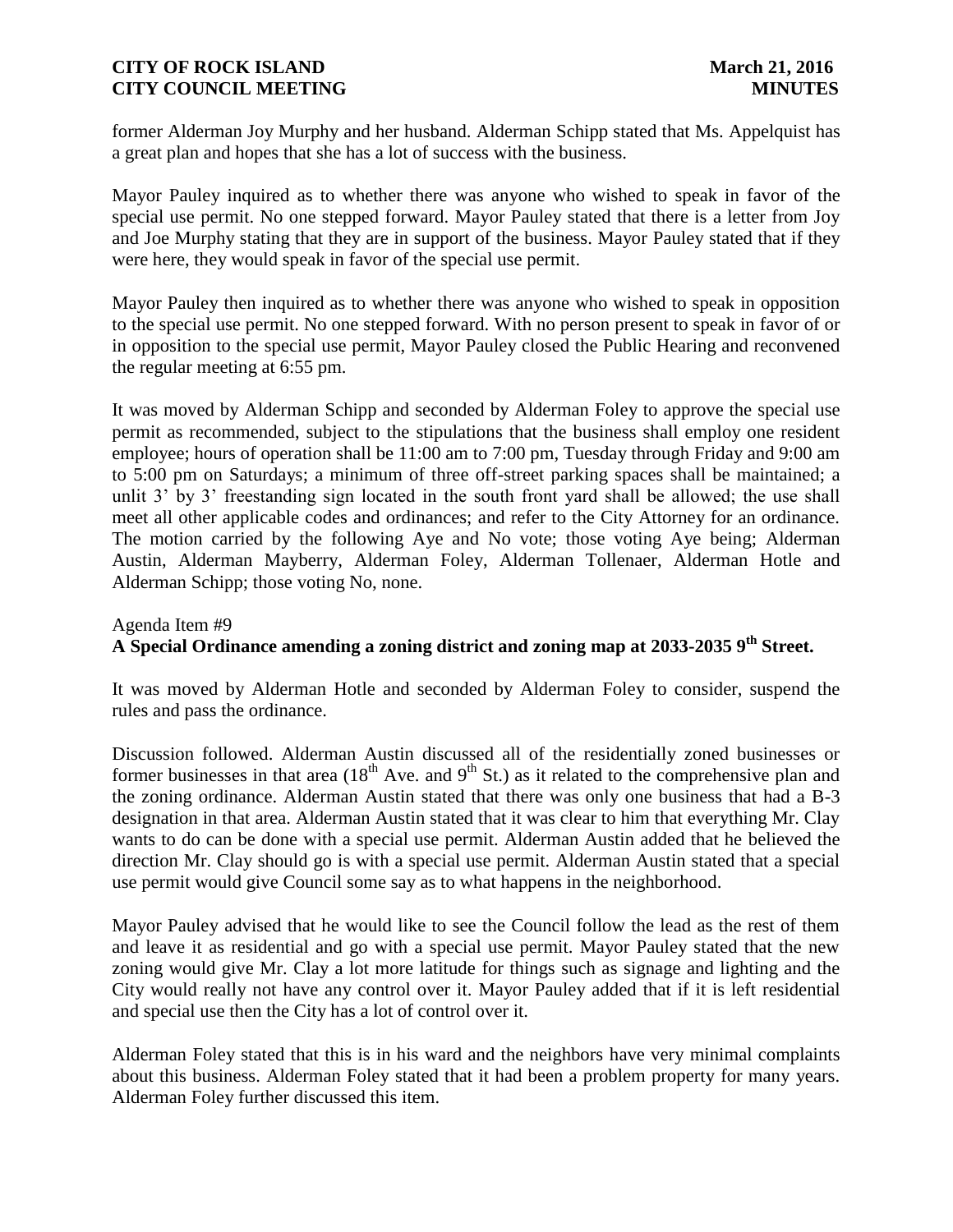former Alderman Joy Murphy and her husband. Alderman Schipp stated that Ms. Appelquist has a great plan and hopes that she has a lot of success with the business.

Mayor Pauley inquired as to whether there was anyone who wished to speak in favor of the special use permit. No one stepped forward. Mayor Pauley stated that there is a letter from Joy and Joe Murphy stating that they are in support of the business. Mayor Pauley stated that if they were here, they would speak in favor of the special use permit.

Mayor Pauley then inquired as to whether there was anyone who wished to speak in opposition to the special use permit. No one stepped forward. With no person present to speak in favor of or in opposition to the special use permit, Mayor Pauley closed the Public Hearing and reconvened the regular meeting at 6:55 pm.

It was moved by Alderman Schipp and seconded by Alderman Foley to approve the special use permit as recommended, subject to the stipulations that the business shall employ one resident employee; hours of operation shall be 11:00 am to 7:00 pm, Tuesday through Friday and 9:00 am to 5:00 pm on Saturdays; a minimum of three off-street parking spaces shall be maintained; a unlit 3' by 3' freestanding sign located in the south front yard shall be allowed; the use shall meet all other applicable codes and ordinances; and refer to the City Attorney for an ordinance. The motion carried by the following Aye and No vote; those voting Aye being; Alderman Austin, Alderman Mayberry, Alderman Foley, Alderman Tollenaer, Alderman Hotle and Alderman Schipp; those voting No, none.

Agenda Item #9
**A Special Ordinance amending a zoning district and zoning map at 2033-2035 9th Street.**

It was moved by Alderman Hotle and seconded by Alderman Foley to consider, suspend the rules and pass the ordinance.

Discussion followed. Alderman Austin discussed all of the residentially zoned businesses or former businesses in that area (18th Ave. and 9th St.) as it related to the comprehensive plan and the zoning ordinance. Alderman Austin stated that there was only one business that had a B-3 designation in that area. Alderman Austin stated that it was clear to him that everything Mr. Clay wants to do can be done with a special use permit. Alderman Austin added that he believed the direction Mr. Clay should go is with a special use permit. Alderman Austin stated that a special use permit would give Council some say as to what happens in the neighborhood.

Mayor Pauley advised that he would like to see the Council follow the lead as the rest of them and leave it as residential and go with a special use permit. Mayor Pauley stated that the new zoning would give Mr. Clay a lot more latitude for things such as signage and lighting and the City would really not have any control over it. Mayor Pauley added that if it is left residential and special use then the City has a lot of control over it.

Alderman Foley stated that this is in his ward and the neighbors have very minimal complaints about this business. Alderman Foley stated that it had been a problem property for many years. Alderman Foley further discussed this item.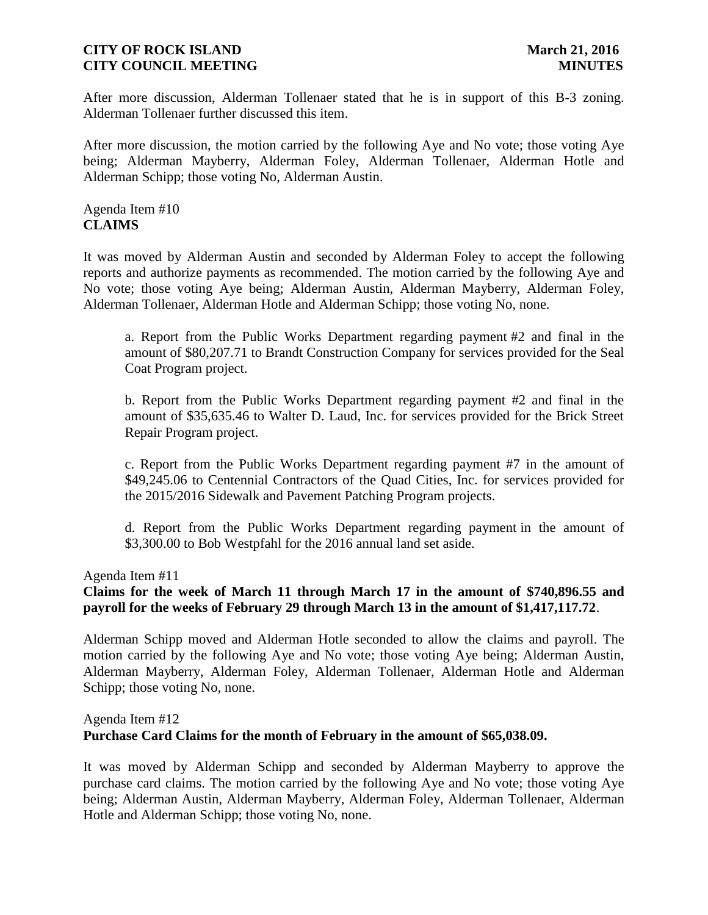After more discussion, Alderman Tollenaer stated that he is in support of this B-3 zoning. Alderman Tollenaer further discussed this item.

After more discussion, the motion carried by the following Aye and No vote; those voting Aye being; Alderman Mayberry, Alderman Foley, Alderman Tollenaer, Alderman Hotle and Alderman Schipp; those voting No, Alderman Austin.

Agenda Item #10
**CLAIMS**

It was moved by Alderman Austin and seconded by Alderman Foley to accept the following reports and authorize payments as recommended. The motion carried by the following Aye and No vote; those voting Aye being; Alderman Austin, Alderman Mayberry, Alderman Foley, Alderman Tollenaer, Alderman Hotle and Alderman Schipp; those voting No, none.

a. Report from the Public Works Department regarding payment #2 and final in the amount of $80,207.71 to Brandt Construction Company for services provided for the Seal Coat Program project.

b. Report from the Public Works Department regarding payment #2 and final in the amount of $35,635.46 to Walter D. Laud, Inc. for services provided for the Brick Street Repair Program project.

c. Report from the Public Works Department regarding payment #7 in the amount of $49,245.06 to Centennial Contractors of the Quad Cities, Inc. for services provided for the 2015/2016 Sidewalk and Pavement Patching Program projects.

d. Report from the Public Works Department regarding payment in the amount of $3,300.00 to Bob Westpfahl for the 2016 annual land set aside.

Agenda Item #11
**Claims for the week of March 11 through March 17 in the amount of $740,896.55 and payroll for the weeks of February 29 through March 13 in the amount of $1,417,117.72**.

Alderman Schipp moved and Alderman Hotle seconded to allow the claims and payroll. The motion carried by the following Aye and No vote; those voting Aye being; Alderman Austin, Alderman Mayberry, Alderman Foley, Alderman Tollenaer, Alderman Hotle and Alderman Schipp; those voting No, none.

Agenda Item #12
**Purchase Card Claims for the month of February in the amount of $65,038.09.**

It was moved by Alderman Schipp and seconded by Alderman Mayberry to approve the purchase card claims. The motion carried by the following Aye and No vote; those voting Aye being; Alderman Austin, Alderman Mayberry, Alderman Foley, Alderman Tollenaer, Alderman Hotle and Alderman Schipp; those voting No, none.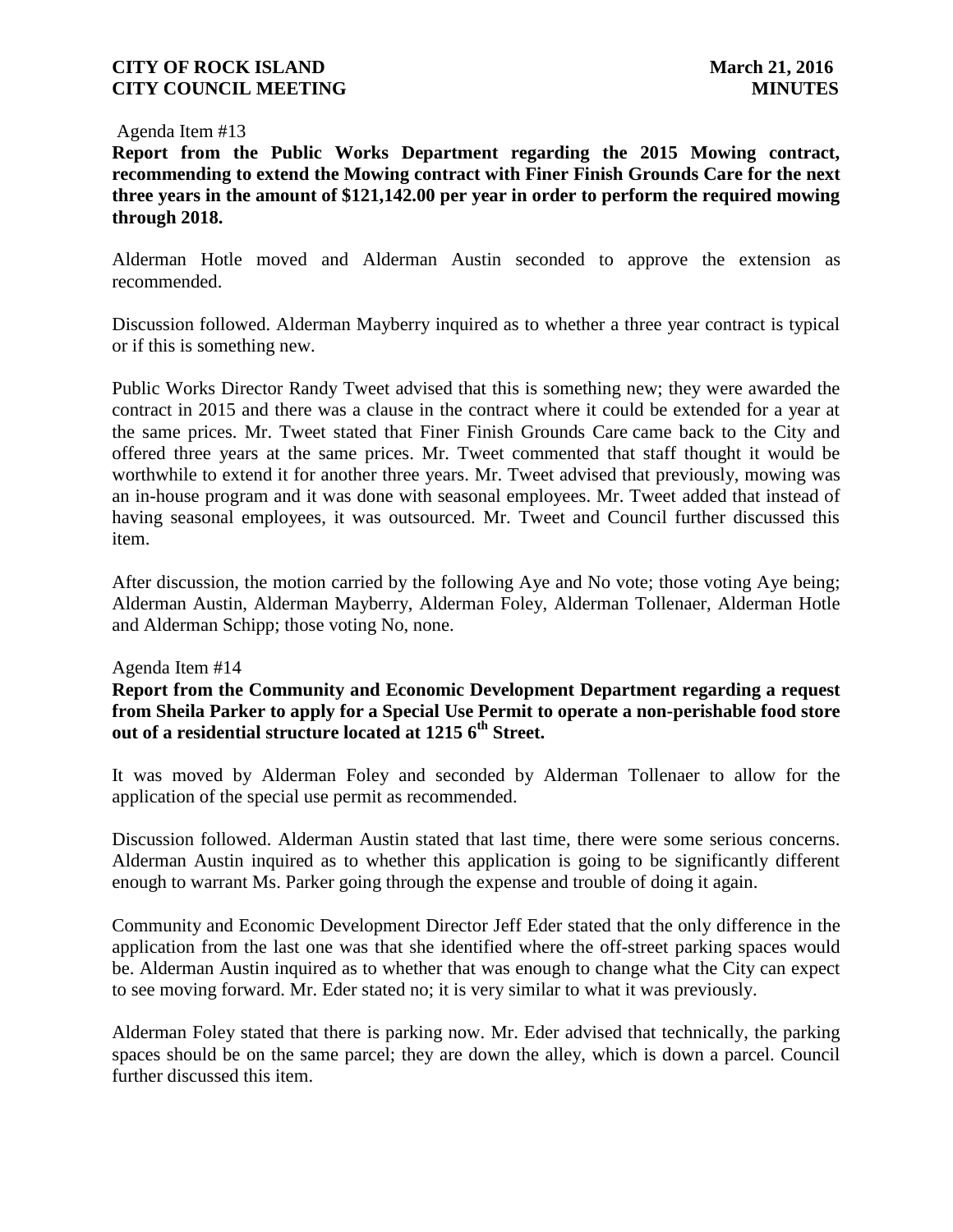Agenda Item #13

**Report from the Public Works Department regarding the 2015 Mowing contract, recommending to extend the Mowing contract with Finer Finish Grounds Care for the next three years in the amount of $121,142.00 per year in order to perform the required mowing through 2018.**

Alderman Hotle moved and Alderman Austin seconded to approve the extension as recommended.

Discussion followed. Alderman Mayberry inquired as to whether a three year contract is typical or if this is something new.

Public Works Director Randy Tweet advised that this is something new; they were awarded the contract in 2015 and there was a clause in the contract where it could be extended for a year at the same prices. Mr. Tweet stated that Finer Finish Grounds Care came back to the City and offered three years at the same prices. Mr. Tweet commented that staff thought it would be worthwhile to extend it for another three years. Mr. Tweet advised that previously, mowing was an in-house program and it was done with seasonal employees. Mr. Tweet added that instead of having seasonal employees, it was outsourced. Mr. Tweet and Council further discussed this item.

After discussion, the motion carried by the following Aye and No vote; those voting Aye being; Alderman Austin, Alderman Mayberry, Alderman Foley, Alderman Tollenaer, Alderman Hotle and Alderman Schipp; those voting No, none.

Agenda Item #14

**Report from the Community and Economic Development Department regarding a request from Sheila Parker to apply for a Special Use Permit to operate a non-perishable food store out of a residential structure located at 1215 6th Street.**

It was moved by Alderman Foley and seconded by Alderman Tollenaer to allow for the application of the special use permit as recommended.

Discussion followed. Alderman Austin stated that last time, there were some serious concerns. Alderman Austin inquired as to whether this application is going to be significantly different enough to warrant Ms. Parker going through the expense and trouble of doing it again.

Community and Economic Development Director Jeff Eder stated that the only difference in the application from the last one was that she identified where the off-street parking spaces would be. Alderman Austin inquired as to whether that was enough to change what the City can expect to see moving forward. Mr. Eder stated no; it is very similar to what it was previously.

Alderman Foley stated that there is parking now. Mr. Eder advised that technically, the parking spaces should be on the same parcel; they are down the alley, which is down a parcel. Council further discussed this item.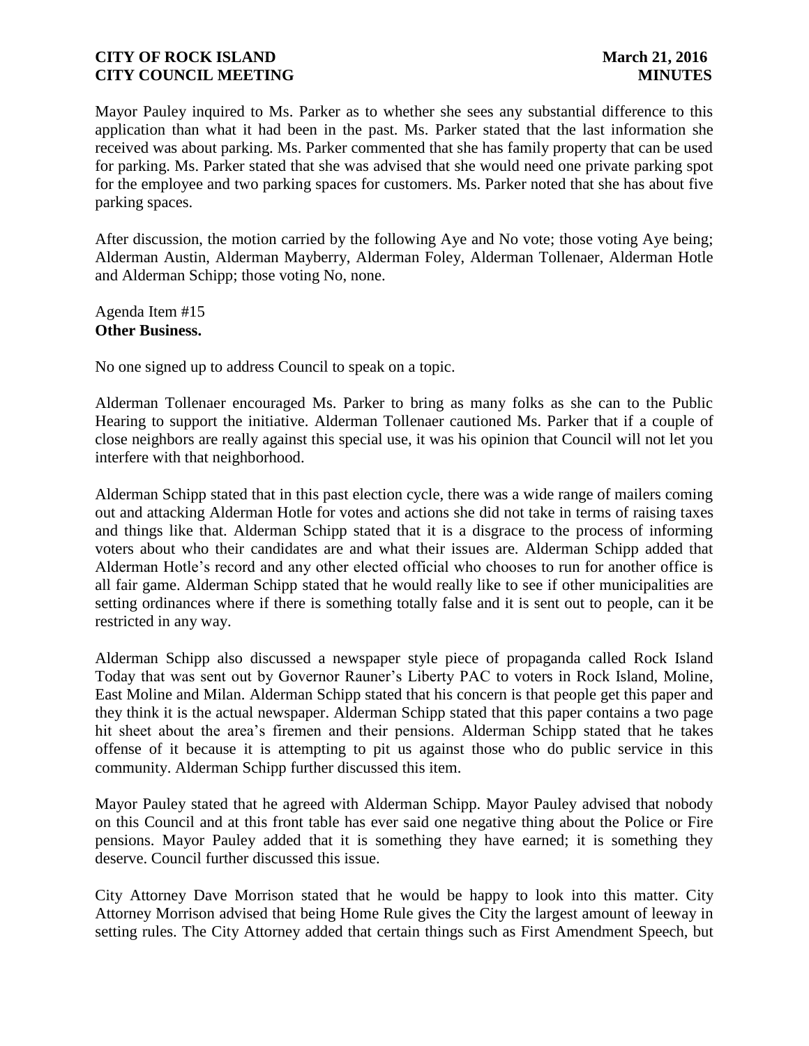Mayor Pauley inquired to Ms. Parker as to whether she sees any substantial difference to this application than what it had been in the past. Ms. Parker stated that the last information she received was about parking. Ms. Parker commented that she has family property that can be used for parking. Ms. Parker stated that she was advised that she would need one private parking spot for the employee and two parking spaces for customers. Ms. Parker noted that she has about five parking spaces.

After discussion, the motion carried by the following Aye and No vote; those voting Aye being; Alderman Austin, Alderman Mayberry, Alderman Foley, Alderman Tollenaer, Alderman Hotle and Alderman Schipp; those voting No, none.

Agenda Item #15
**Other Business.**

No one signed up to address Council to speak on a topic.

Alderman Tollenaer encouraged Ms. Parker to bring as many folks as she can to the Public Hearing to support the initiative. Alderman Tollenaer cautioned Ms. Parker that if a couple of close neighbors are really against this special use, it was his opinion that Council will not let you interfere with that neighborhood.

Alderman Schipp stated that in this past election cycle, there was a wide range of mailers coming out and attacking Alderman Hotle for votes and actions she did not take in terms of raising taxes and things like that. Alderman Schipp stated that it is a disgrace to the process of informing voters about who their candidates are and what their issues are. Alderman Schipp added that Alderman Hotle's record and any other elected official who chooses to run for another office is all fair game. Alderman Schipp stated that he would really like to see if other municipalities are setting ordinances where if there is something totally false and it is sent out to people, can it be restricted in any way.

Alderman Schipp also discussed a newspaper style piece of propaganda called Rock Island Today that was sent out by Governor Rauner's Liberty PAC to voters in Rock Island, Moline, East Moline and Milan. Alderman Schipp stated that his concern is that people get this paper and they think it is the actual newspaper. Alderman Schipp stated that this paper contains a two page hit sheet about the area's firemen and their pensions. Alderman Schipp stated that he takes offense of it because it is attempting to pit us against those who do public service in this community. Alderman Schipp further discussed this item.

Mayor Pauley stated that he agreed with Alderman Schipp. Mayor Pauley advised that nobody on this Council and at this front table has ever said one negative thing about the Police or Fire pensions. Mayor Pauley added that it is something they have earned; it is something they deserve. Council further discussed this issue.

City Attorney Dave Morrison stated that he would be happy to look into this matter. City Attorney Morrison advised that being Home Rule gives the City the largest amount of leeway in setting rules. The City Attorney added that certain things such as First Amendment Speech, but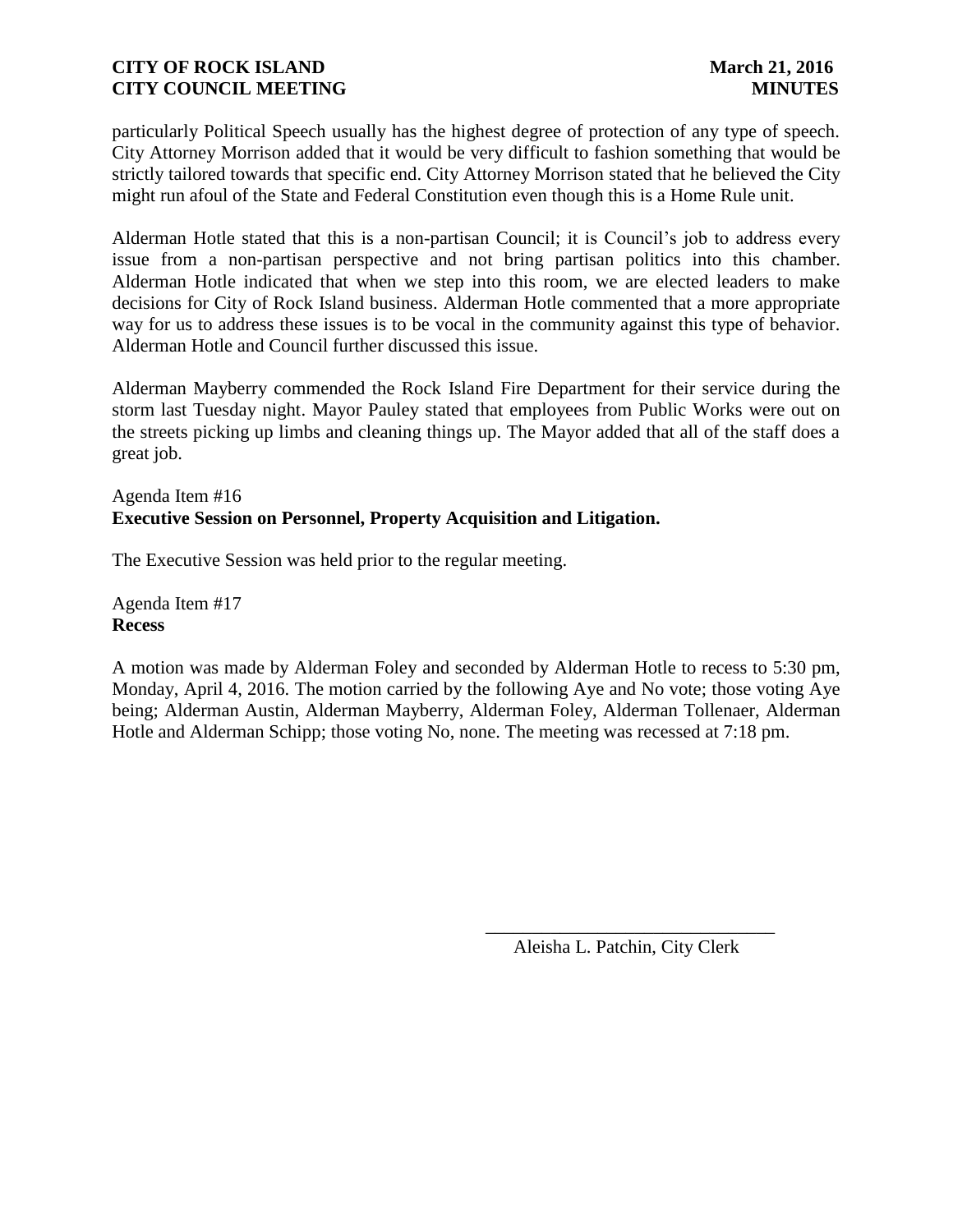particularly Political Speech usually has the highest degree of protection of any type of speech. City Attorney Morrison added that it would be very difficult to fashion something that would be strictly tailored towards that specific end. City Attorney Morrison stated that he believed the City might run afoul of the State and Federal Constitution even though this is a Home Rule unit.

Alderman Hotle stated that this is a non-partisan Council; it is Council's job to address every issue from a non-partisan perspective and not bring partisan politics into this chamber. Alderman Hotle indicated that when we step into this room, we are elected leaders to make decisions for City of Rock Island business. Alderman Hotle commented that a more appropriate way for us to address these issues is to be vocal in the community against this type of behavior. Alderman Hotle and Council further discussed this issue.

Alderman Mayberry commended the Rock Island Fire Department for their service during the storm last Tuesday night. Mayor Pauley stated that employees from Public Works were out on the streets picking up limbs and cleaning things up. The Mayor added that all of the staff does a great job.

Agenda Item #16
**Executive Session on Personnel, Property Acquisition and Litigation.**

The Executive Session was held prior to the regular meeting.

Agenda Item #17
**Recess**

A motion was made by Alderman Foley and seconded by Alderman Hotle to recess to 5:30 pm, Monday, April 4, 2016. The motion carried by the following Aye and No vote; those voting Aye being; Alderman Austin, Alderman Mayberry, Alderman Foley, Alderman Tollenaer, Alderman Hotle and Alderman Schipp; those voting No, none. The meeting was recessed at 7:18 pm.

\_\_\_\_\_\_\_\_\_\_\_\_\_\_\_\_\_\_\_\_\_\_\_\_\_\_\_\_\_\_\_\_

Aleisha L. Patchin, City Clerk